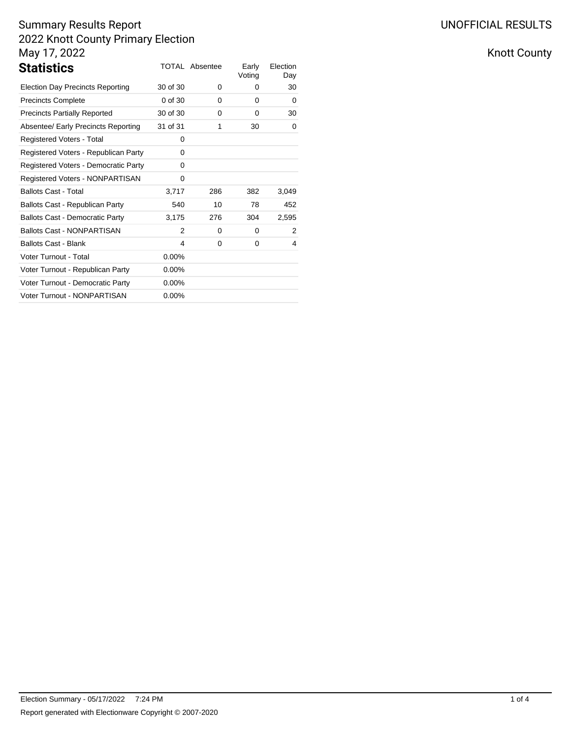# Summary Results Report
## 2022 Knott County Primary Election
## May 17, 2022

UNOFFICIAL RESULTS

Knott County

### Statistics

| Statistics | TOTAL | Absentee | Early Voting | Election Day |
|---|---|---|---|---|
| Election Day Precincts Reporting | 30 of 30 | 0 | 0 | 30 |
| Precincts Complete | 0 of 30 | 0 | 0 | 0 |
| Precincts Partially Reported | 30 of 30 | 0 | 0 | 30 |
| Absentee/ Early Precincts Reporting | 31 of 31 | 1 | 30 | 0 |
| Registered Voters - Total | 0 | | | |
| Registered Voters - Republican Party | 0 | | | |
| Registered Voters - Democratic Party | 0 | | | |
| Registered Voters - NONPARTISAN | 0 | | | |
| Ballots Cast - Total | 3,717 | 286 | 382 | 3,049 |
| Ballots Cast - Republican Party | 540 | 10 | 78 | 452 |
| Ballots Cast - Democratic Party | 3,175 | 276 | 304 | 2,595 |
| Ballots Cast - NONPARTISAN | 2 | 0 | 0 | 2 |
| Ballots Cast - Blank | 4 | 0 | 0 | 4 |
| Voter Turnout - Total | 0.00% | | | |
| Voter Turnout - Republican Party | 0.00% | | | |
| Voter Turnout - Democratic Party | 0.00% | | | |
| Voter Turnout - NONPARTISAN | 0.00% | | | |

Election Summary - 05/17/2022 7:24 PM

Report generated with Electionware Copyright © 2007-2020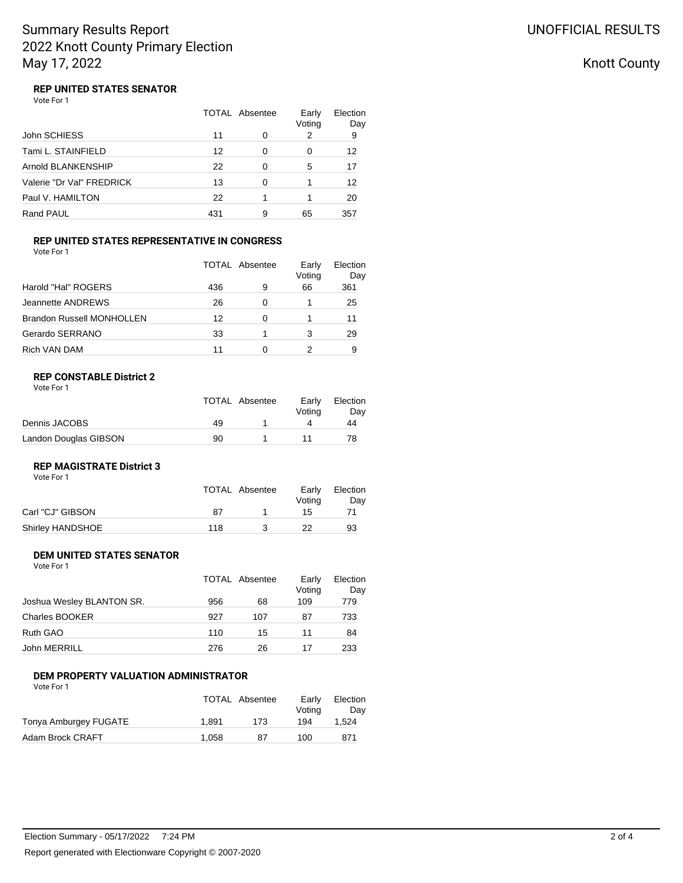# Summary Results Report
# 2022 Knott County Primary Election
# May 17, 2022

UNOFFICIAL RESULTS

Knott County

### REP UNITED STATES SENATOR

Vote For 1

| | TOTAL | Absentee | Early Voting | Election Day |
|---|---|---|---|---|
| John SCHIESS | 11 | 0 | 2 | 9 |
| Tami L. STAINFIELD | 12 | 0 | 0 | 12 |
| Arnold BLANKENSHIP | 22 | 0 | 5 | 17 |
| Valerie "Dr Val" FREDRICK | 13 | 0 | 1 | 12 |
| Paul V. HAMILTON | 22 | 1 | 1 | 20 |
| Rand PAUL | 431 | 9 | 65 | 357 |

### REP UNITED STATES REPRESENTATIVE IN CONGRESS

Vote For 1

| | TOTAL | Absentee | Early Voting | Election Day |
|---|---|---|---|---|
| Harold "Hal" ROGERS | 436 | 9 | 66 | 361 |
| Jeannette ANDREWS | 26 | 0 | 1 | 25 |
| Brandon Russell MONHOLLEN | 12 | 0 | 1 | 11 |
| Gerardo SERRANO | 33 | 1 | 3 | 29 |
| Rich VAN DAM | 11 | 0 | 2 | 9 |

### REP CONSTABLE District 2

Vote For 1

| | TOTAL | Absentee | Early Voting | Election Day |
|---|---|---|---|---|
| Dennis JACOBS | 49 | 1 | 4 | 44 |
| Landon Douglas GIBSON | 90 | 1 | 11 | 78 |

### REP MAGISTRATE District 3

Vote For 1

| | TOTAL | Absentee | Early Voting | Election Day |
|---|---|---|---|---|
| Carl "CJ" GIBSON | 87 | 1 | 15 | 71 |
| Shirley HANDSHOE | 118 | 3 | 22 | 93 |

### DEM UNITED STATES SENATOR

Vote For 1

| | TOTAL | Absentee | Early Voting | Election Day |
|---|---|---|---|---|
| Joshua Wesley BLANTON SR. | 956 | 68 | 109 | 779 |
| Charles BOOKER | 927 | 107 | 87 | 733 |
| Ruth GAO | 110 | 15 | 11 | 84 |
| John MERRILL | 276 | 26 | 17 | 233 |

### DEM PROPERTY VALUATION ADMINISTRATOR

Vote For 1

| | TOTAL | Absentee | Early Voting | Election Day |
|---|---|---|---|---|
| Tonya Amburgey FUGATE | 1,891 | 173 | 194 | 1,524 |
| Adam Brock CRAFT | 1,058 | 87 | 100 | 871 |

Election Summary - 05/17/2022 7:24 PM

Report generated with Electionware Copyright © 2007-2020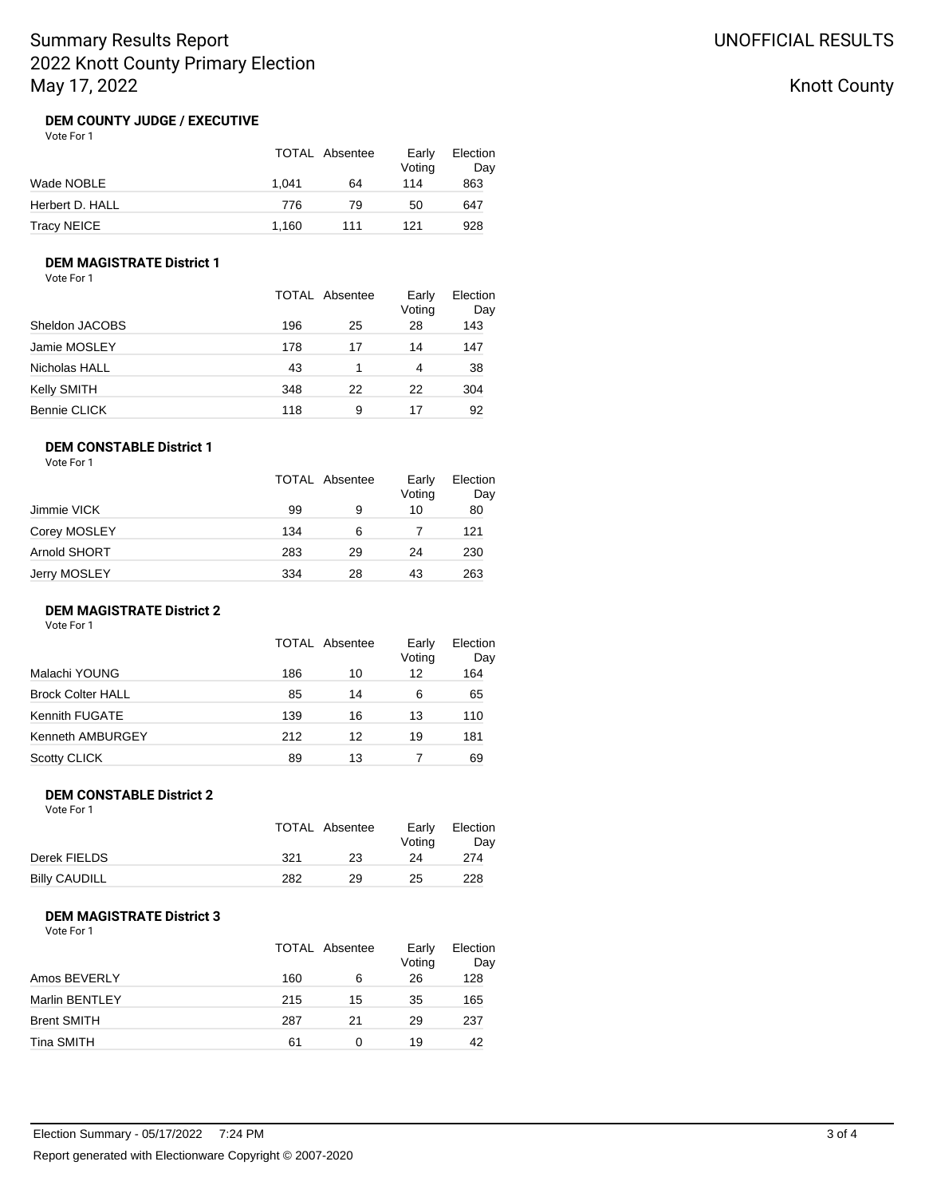# Summary Results Report
# 2022 Knott County Primary Election
# May 17, 2022

UNOFFICIAL RESULTS

Knott County

### DEM COUNTY JUDGE / EXECUTIVE

Vote For 1

| | TOTAL | Absentee | Early Voting | Election Day |
|---|---|---|---|---|
| Wade NOBLE | 1,041 | 64 | 114 | 863 |
| Herbert D. HALL | 776 | 79 | 50 | 647 |
| Tracy NEICE | 1,160 | 111 | 121 | 928 |

### DEM MAGISTRATE District 1

Vote For 1

| | TOTAL | Absentee | Early Voting | Election Day |
|---|---|---|---|---|
| Sheldon JACOBS | 196 | 25 | 28 | 143 |
| Jamie MOSLEY | 178 | 17 | 14 | 147 |
| Nicholas HALL | 43 | 1 | 4 | 38 |
| Kelly SMITH | 348 | 22 | 22 | 304 |
| Bennie CLICK | 118 | 9 | 17 | 92 |

### DEM CONSTABLE District 1

Vote For 1

| | TOTAL | Absentee | Early Voting | Election Day |
|---|---|---|---|---|
| Jimmie VICK | 99 | 9 | 10 | 80 |
| Corey MOSLEY | 134 | 6 | 7 | 121 |
| Arnold SHORT | 283 | 29 | 24 | 230 |
| Jerry MOSLEY | 334 | 28 | 43 | 263 |

### DEM MAGISTRATE District 2

Vote For 1

| | TOTAL | Absentee | Early Voting | Election Day |
|---|---|---|---|---|
| Malachi YOUNG | 186 | 10 | 12 | 164 |
| Brock Colter HALL | 85 | 14 | 6 | 65 |
| Kennith FUGATE | 139 | 16 | 13 | 110 |
| Kenneth AMBURGEY | 212 | 12 | 19 | 181 |
| Scotty CLICK | 89 | 13 | 7 | 69 |

### DEM CONSTABLE District 2

Vote For 1

| | TOTAL | Absentee | Early Voting | Election Day |
|---|---|---|---|---|
| Derek FIELDS | 321 | 23 | 24 | 274 |
| Billy CAUDILL | 282 | 29 | 25 | 228 |

### DEM MAGISTRATE District 3

Vote For 1

| | TOTAL | Absentee | Early Voting | Election Day |
|---|---|---|---|---|
| Amos BEVERLY | 160 | 6 | 26 | 128 |
| Marlin BENTLEY | 215 | 15 | 35 | 165 |
| Brent SMITH | 287 | 21 | 29 | 237 |
| Tina SMITH | 61 | 0 | 19 | 42 |

Election Summary - 05/17/2022 7:24 PM

Report generated with Electionware Copyright © 2007-2020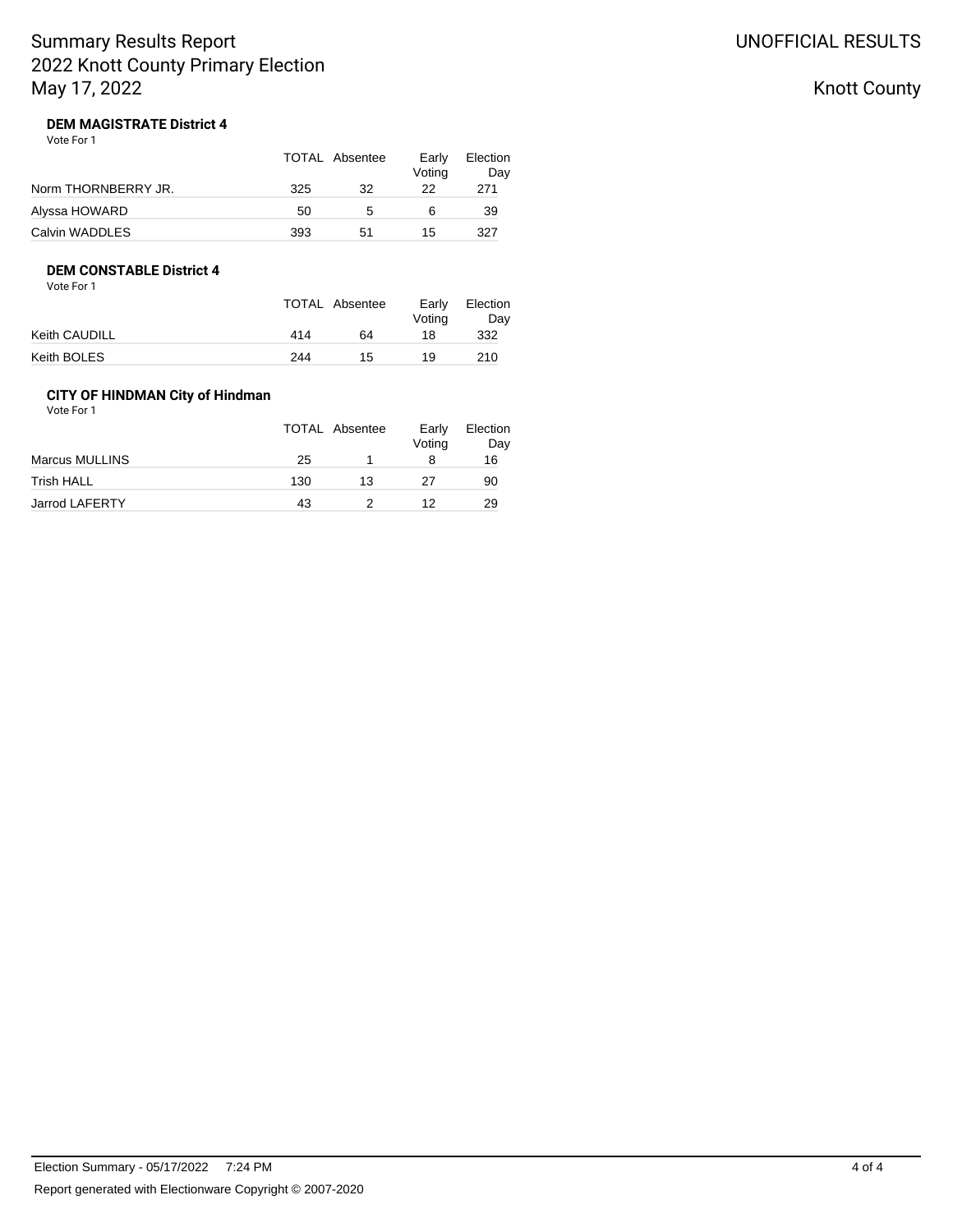Summary Results Report
2022 Knott County Primary Election
May 17, 2022

UNOFFICIAL RESULTS

Knott County

### DEM MAGISTRATE District 4

Vote For 1

| | TOTAL | Absentee | Early Voting | Election Day |
|---|---|---|---|---|
| Norm THORNBERRY JR. | 325 | 32 | 22 | 271 |
| Alyssa HOWARD | 50 | 5 | 6 | 39 |
| Calvin WADDLES | 393 | 51 | 15 | 327 |

### DEM CONSTABLE District 4

Vote For 1

| | TOTAL | Absentee | Early Voting | Election Day |
|---|---|---|---|---|
| Keith CAUDILL | 414 | 64 | 18 | 332 |
| Keith BOLES | 244 | 15 | 19 | 210 |

### CITY OF HINDMAN City of Hindman

Vote For 1

| | TOTAL | Absentee | Early Voting | Election Day |
|---|---|---|---|---|
| Marcus MULLINS | 25 | 1 | 8 | 16 |
| Trish HALL | 130 | 13 | 27 | 90 |
| Jarrod LAFERTY | 43 | 2 | 12 | 29 |

Election Summary - 05/17/2022 7:24 PM

Report generated with Electionware Copyright © 2007-2020